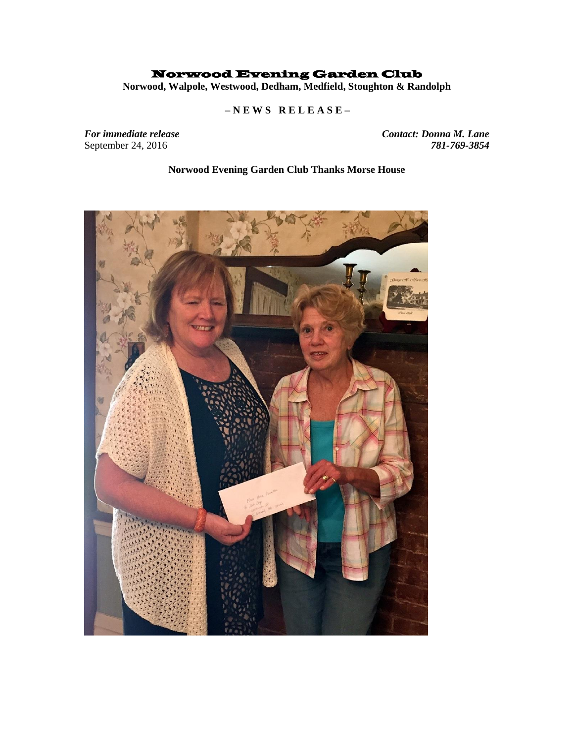# Norwood Evening Garden Club

**Norwood, Walpole, Westwood, Dedham, Medfield, Stoughton & Randolph**

**– N E W S  R E L E A S E –**

***For immediate release***
September 24, 2016

***Contact: Donna M. Lane***
***781-769-3854***

**Norwood Evening Garden Club Thanks Morse House**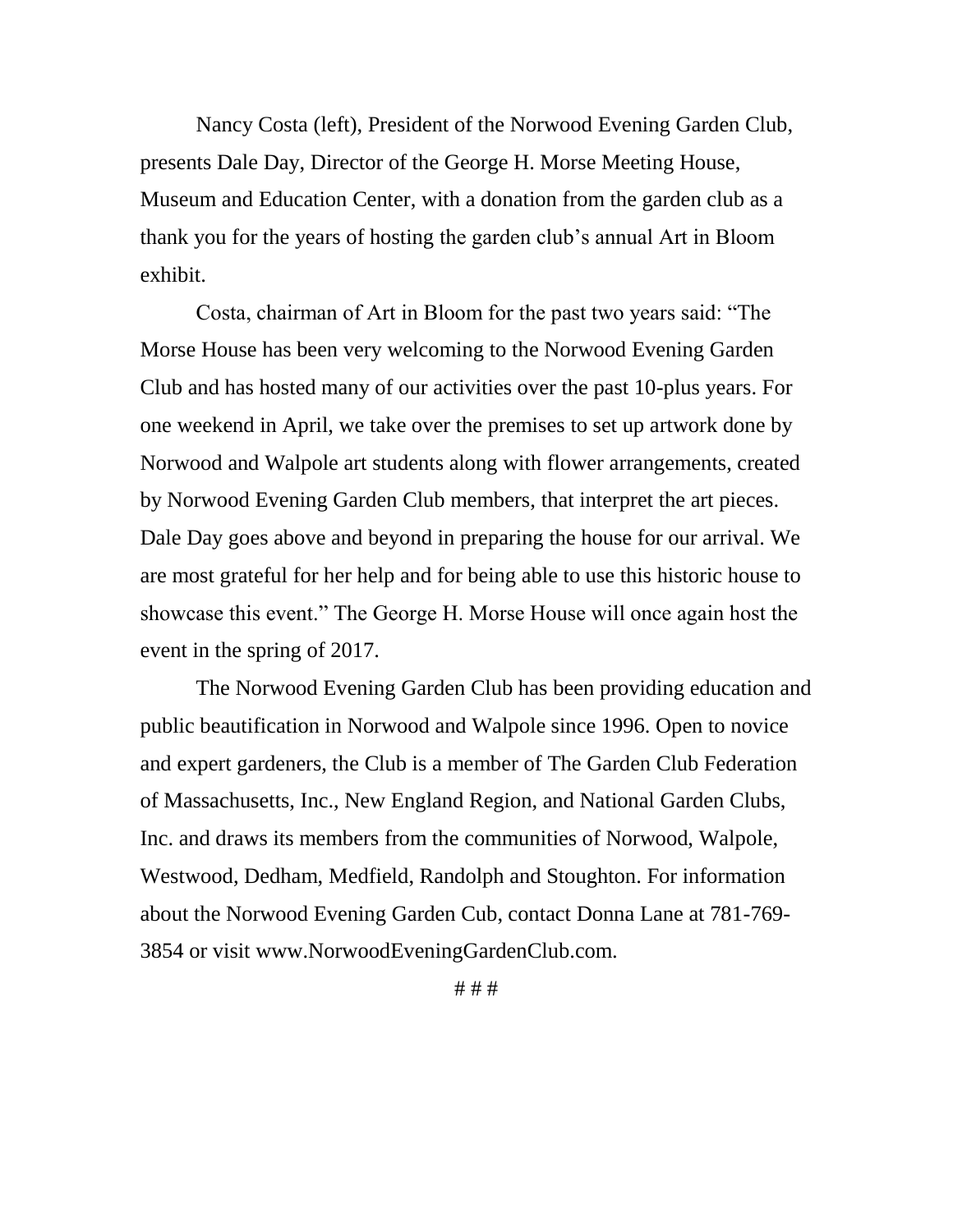Nancy Costa (left), President of the Norwood Evening Garden Club, presents Dale Day, Director of the George H. Morse Meeting House, Museum and Education Center, with a donation from the garden club as a thank you for the years of hosting the garden club's annual Art in Bloom exhibit.

Costa, chairman of Art in Bloom for the past two years said: "The Morse House has been very welcoming to the Norwood Evening Garden Club and has hosted many of our activities over the past 10-plus years. For one weekend in April, we take over the premises to set up artwork done by Norwood and Walpole art students along with flower arrangements, created by Norwood Evening Garden Club members, that interpret the art pieces. Dale Day goes above and beyond in preparing the house for our arrival. We are most grateful for her help and for being able to use this historic house to showcase this event." The George H. Morse House will once again host the event in the spring of 2017.

The Norwood Evening Garden Club has been providing education and public beautification in Norwood and Walpole since 1996. Open to novice and expert gardeners, the Club is a member of The Garden Club Federation of Massachusetts, Inc., New England Region, and National Garden Clubs, Inc. and draws its members from the communities of Norwood, Walpole, Westwood, Dedham, Medfield, Randolph and Stoughton. For information about the Norwood Evening Garden Cub, contact Donna Lane at 781-769-3854 or visit www.NorwoodEveningGardenClub.com.

# # #